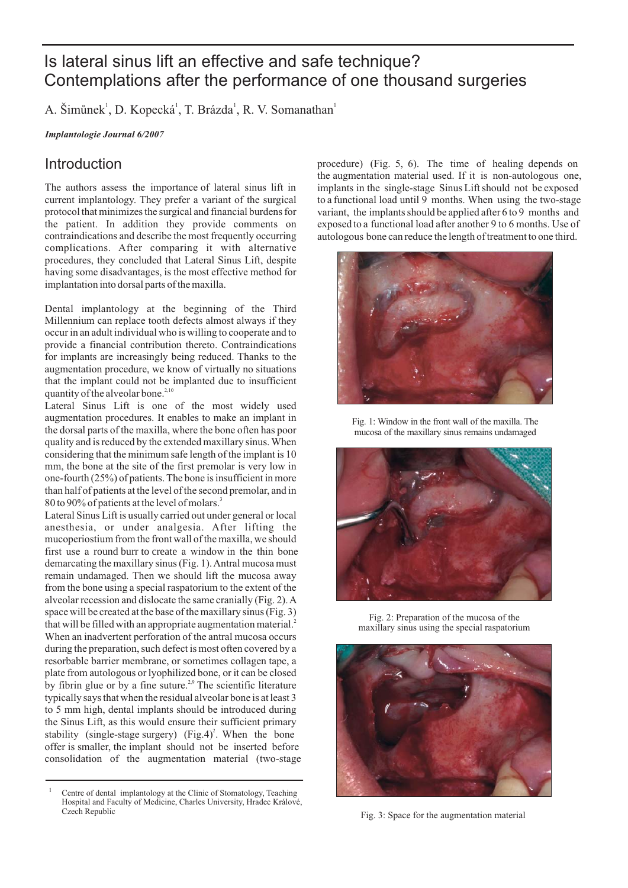# Is lateral sinus lift an effective and safe technique? Contemplations after the performance of one thousand surgeries

A. Šimůnek[1], D. Kopecká[1], T. Brázda[1], R. V. Somanathan[1]

***Implantologie Journal 6/2007***

## Introduction

The authors assess the importance of lateral sinus lift in current implantology. They prefer a variant of the surgical protocol that minimizes the surgical and financial burdens for the patient. In addition they provide comments on contraindications and describe the most frequently occurring complications. After comparing it with alternative procedures, they concluded that Lateral Sinus Lift, despite having some disadvantages, is the most effective method for implantation into dorsal parts of the maxilla.

Dental implantology at the beginning of the Third Millennium can replace tooth defects almost always if they occur in an adult individual who is willing to cooperate and to provide a financial contribution thereto. Contraindications for implants are increasingly being reduced. Thanks to the augmentation procedure, we know of virtually no situations that the implant could not be implanted due to insufficient quantity of the alveolar bone.[2,10]

Lateral Sinus Lift is one of the most widely used augmentation procedures. It enables to make an implant in the dorsal parts of the maxilla, where the bone often has poor quality and is reduced by the extended maxillary sinus. When considering that the minimum safe length of the implant is 10 mm, the bone at the site of the first premolar is very low in one-fourth (25%) of patients. The bone is insufficient in more than half of patients at the level of the second premolar, and in 80 to 90% of patients at the level of molars.[3]

Lateral Sinus Lift is usually carried out under general or local anesthesia, or under analgesia. After lifting the mucoperiostium from the front wall of the maxilla, we should first use a round burr to create a window in the thin bone demarcating the maxillary sinus (Fig. 1). Antral mucosa must remain undamaged. Then we should lift the mucosa away from the bone using a special raspatorium to the extent of the alveolar recession and dislocate the same cranially (Fig. 2). A space will be created at the base of the maxillary sinus (Fig. 3) that will be filled with an appropriate augmentation material.[2] When an inadvertent perforation of the antral mucosa occurs during the preparation, such defect is most often covered by a resorbable barrier membrane, or sometimes collagen tape, a plate from autologous or lyophilized bone, or it can be closed by fibrin glue or by a fine suture.[2,9] The scientific literature typically says that when the residual alveolar bone is at least 3 to 5 mm high, dental implants should be introduced during the Sinus Lift, as this would ensure their sufficient primary stability (single-stage surgery) (Fig.4)[2]. When the bone offer is smaller, the implant should not be inserted before consolidation of the augmentation material (two-stage procedure) (Fig. 5, 6). The time of healing depends on the augmentation material used. If it is non-autologous one, implants in the single-stage Sinus Lift should not be exposed to a functional load until 9 months. When using the two-stage variant, the implants should be applied after 6 to 9 months and exposed to a functional load after another 9 to 6 months. Use of autologous bone can reduce the length of treatment to one third.

Fig. 1: Window in the front wall of the maxilla. The mucosa of the maxillary sinus remains undamaged

Fig. 2: Preparation of the mucosa of the maxillary sinus using the special raspatorium

Fig. 3: Space for the augmentation material

[1] Centre of dental implantology at the Clinic of Stomatology, Teaching Hospital and Faculty of Medicine, Charles University, Hradec Králové, Czech Republic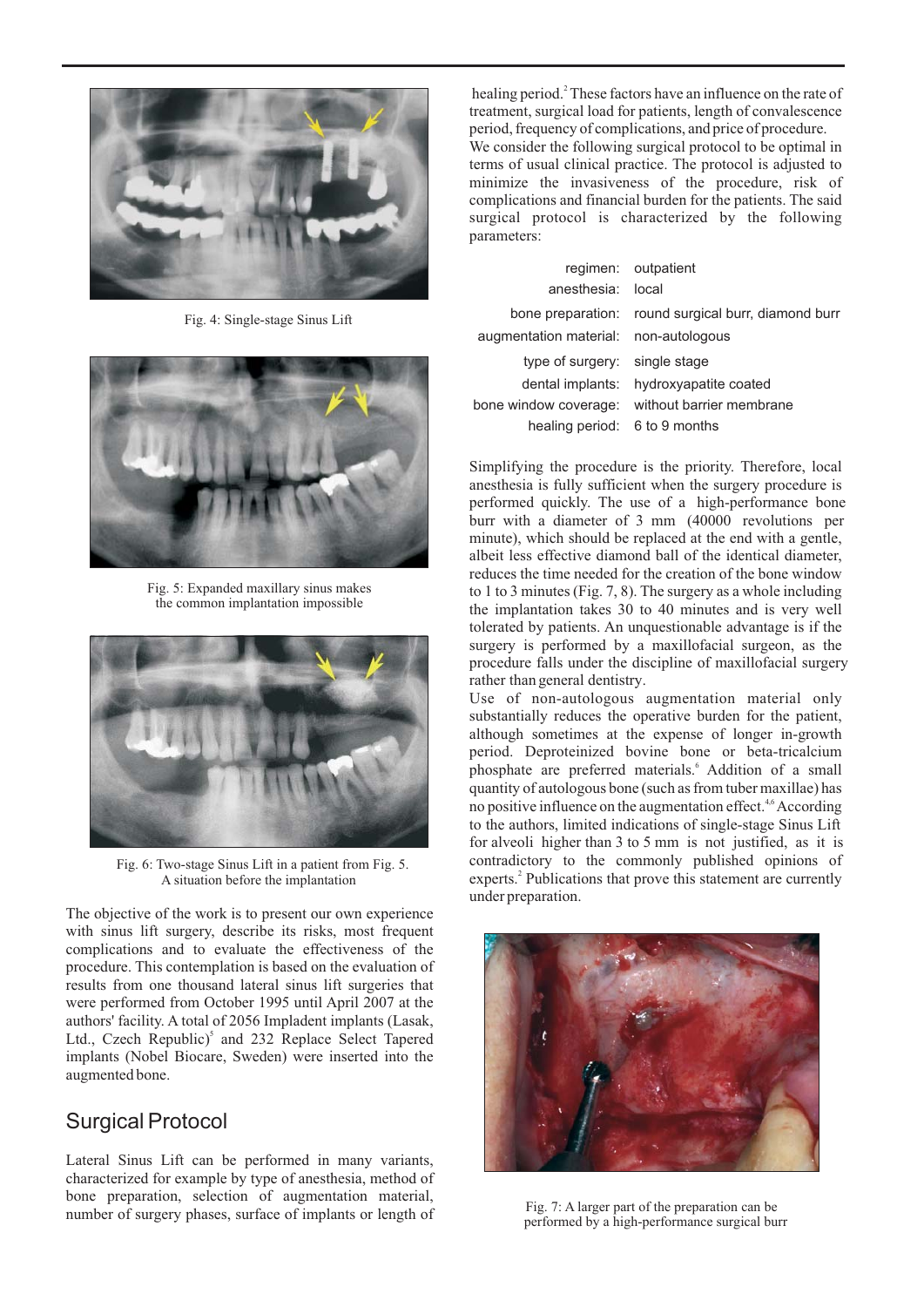Fig. 4: Single-stage Sinus Lift

Fig. 5: Expanded maxillary sinus makes the common implantation impossible

Fig. 6: Two-stage Sinus Lift in a patient from Fig. 5. A situation before the implantation

The objective of the work is to present our own experience with sinus lift surgery, describe its risks, most frequent complications and to evaluate the effectiveness of the procedure. This contemplation is based on the evaluation of results from one thousand lateral sinus lift surgeries that were performed from October 1995 until April 2007 at the authors' facility. A total of 2056 Impladent implants (Lasak, Ltd., Czech Republic)[5] and 232 Replace Select Tapered implants (Nobel Biocare, Sweden) were inserted into the augmented bone.

## Surgical Protocol

Lateral Sinus Lift can be performed in many variants, characterized for example by type of anesthesia, method of bone preparation, selection of augmentation material, number of surgery phases, surface of implants or length of healing period.[2] These factors have an influence on the rate of treatment, surgical load for patients, length of convalescence period, frequency of complications, and price of procedure.

We consider the following surgical protocol to be optimal in terms of usual clinical practice. The protocol is adjusted to minimize the invasiveness of the procedure, risk of complications and financial burden for the patients. The said surgical protocol is characterized by the following parameters:

| | |
|---|---|
| regimen: | outpatient |
| anesthesia: | local |
| bone preparation: | round surgical burr, diamond burr |
| augmentation material: | non-autologous |
| type of surgery: | single stage |
| dental implants: | hydroxyapatite coated |
| bone window coverage: | without barrier membrane |
| healing period: | 6 to 9 months |

Simplifying the procedure is the priority. Therefore, local anesthesia is fully sufficient when the surgery procedure is performed quickly. The use of a high-performance bone burr with a diameter of 3 mm (40000 revolutions per minute), which should be replaced at the end with a gentle, albeit less effective diamond ball of the identical diameter, reduces the time needed for the creation of the bone window to 1 to 3 minutes (Fig. 7, 8). The surgery as a whole including the implantation takes 30 to 40 minutes and is very well tolerated by patients. An unquestionable advantage is if the surgery is performed by a maxillofacial surgeon, as the procedure falls under the discipline of maxillofacial surgery rather than general dentistry.

Use of non-autologous augmentation material only substantially reduces the operative burden for the patient, although sometimes at the expense of longer in-growth period. Deproteinized bovine bone or beta-tricalcium phosphate are preferred materials.[6] Addition of a small quantity of autologous bone (such as from tuber maxillae) has no positive influence on the augmentation effect.[4,6] According to the authors, limited indications of single-stage Sinus Lift for alveoli higher than 3 to 5 mm is not justified, as it is contradictory to the commonly published opinions of experts.[2] Publications that prove this statement are currently under preparation.

Fig. 7: A larger part of the preparation can be performed by a high-performance surgical burr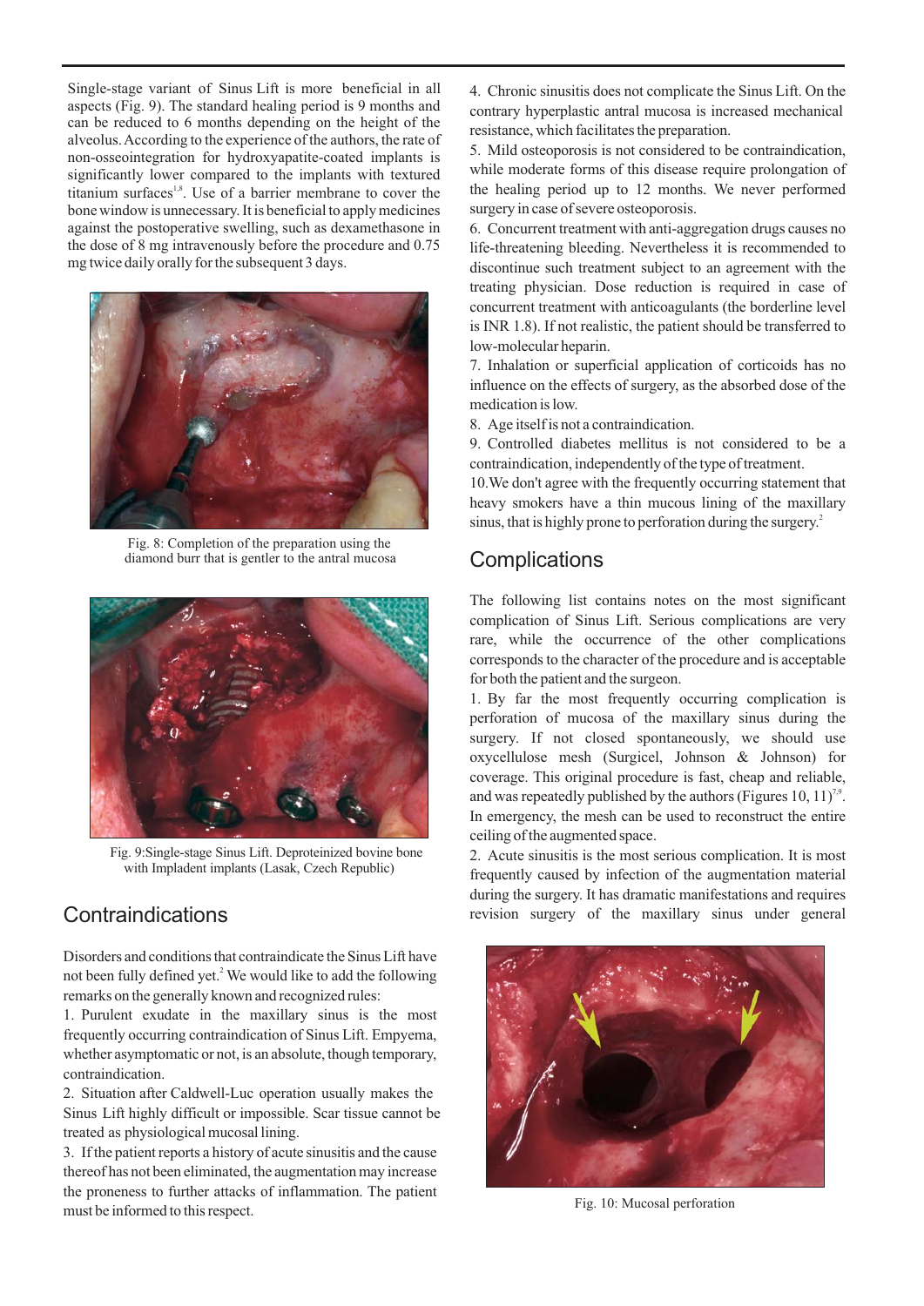Single-stage variant of Sinus Lift is more beneficial in all aspects (Fig. 9). The standard healing period is 9 months and can be reduced to 6 months depending on the height of the alveolus. According to the experience of the authors, the rate of non-osseointegration for hydroxyapatite-coated implants is significantly lower compared to the implants with textured titanium surfaces[1,8]. Use of a barrier membrane to cover the bone window is unnecessary. It is beneficial to apply medicines against the postoperative swelling, such as dexamethasone in the dose of 8 mg intravenously before the procedure and 0.75 mg twice daily orally for the subsequent 3 days.

Fig. 8: Completion of the preparation using the diamond burr that is gentler to the antral mucosa

Fig. 9: Single-stage Sinus Lift. Deproteinized bovine bone with Impladent implants (Lasak, Czech Republic)

## Contraindications

Disorders and conditions that contraindicate the Sinus Lift have not been fully defined yet.[2] We would like to add the following remarks on the generally known and recognized rules:

1. Purulent exudate in the maxillary sinus is the most frequently occurring contraindication of Sinus Lift. Empyema, whether asymptomatic or not, is an absolute, though temporary, contraindication.
2. Situation after Caldwell-Luc operation usually makes the Sinus Lift highly difficult or impossible. Scar tissue cannot be treated as physiological mucosal lining.
3. If the patient reports a history of acute sinusitis and the cause thereof has not been eliminated, the augmentation may increase the proneness to further attacks of inflammation. The patient must be informed to this respect.
4. Chronic sinusitis does not complicate the Sinus Lift. On the contrary hyperplastic antral mucosa is increased mechanical resistance, which facilitates the preparation.
5. Mild osteoporosis is not considered to be contraindication, while moderate forms of this disease require prolongation of the healing period up to 12 months. We never performed surgery in case of severe osteoporosis.
6. Concurrent treatment with anti-aggregation drugs causes no life-threatening bleeding. Nevertheless it is recommended to discontinue such treatment subject to an agreement with the treating physician. Dose reduction is required in case of concurrent treatment with anticoagulants (the borderline level is INR 1.8). If not realistic, the patient should be transferred to low-molecular heparin.
7. Inhalation or superficial application of corticoids has no influence on the effects of surgery, as the absorbed dose of the medication is low.
8. Age itself is not a contraindication.
9. Controlled diabetes mellitus is not considered to be a contraindication, independently of the type of treatment.
10. We don't agree with the frequently occurring statement that heavy smokers have a thin mucous lining of the maxillary sinus, that is highly prone to perforation during the surgery.[2]

## Complications

The following list contains notes on the most significant complication of Sinus Lift. Serious complications are very rare, while the occurrence of the other complications corresponds to the character of the procedure and is acceptable for both the patient and the surgeon.

1. By far the most frequently occurring complication is perforation of mucosa of the maxillary sinus during the surgery. If not closed spontaneously, we should use oxycellulose mesh (Surgicel, Johnson & Johnson) for coverage. This original procedure is fast, cheap and reliable, and was repeatedly published by the authors (Figures 10, 11)[7,9]. In emergency, the mesh can be used to reconstruct the entire ceiling of the augmented space.
2. Acute sinusitis is the most serious complication. It is most frequently caused by infection of the augmentation material during the surgery. It has dramatic manifestations and requires revision surgery of the maxillary sinus under general

Fig. 10: Mucosal perforation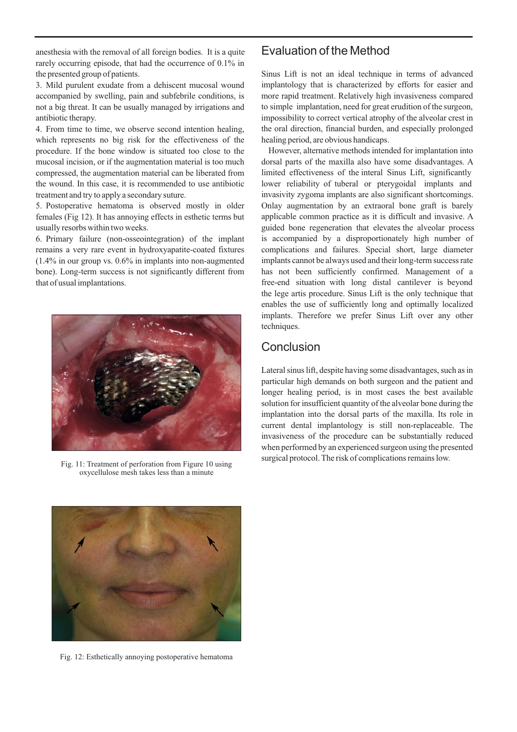anesthesia with the removal of all foreign bodies. It is a quite rarely occurring episode, that had the occurrence of 0.1% in the presented group of patients.

3. Mild purulent exudate from a dehiscent mucosal wound accompanied by swelling, pain and subfebrile conditions, is not a big threat. It can be usually managed by irrigations and antibiotic therapy.

4. From time to time, we observe second intention healing, which represents no big risk for the effectiveness of the procedure. If the bone window is situated too close to the mucosal incision, or if the augmentation material is too much compressed, the augmentation material can be liberated from the wound. In this case, it is recommended to use antibiotic treatment and try to apply a secondary suture.

5. Postoperative hematoma is observed mostly in older females (Fig 12). It has annoying effects in esthetic terms but usually resorbs within two weeks.

6. Primary failure (non-osseointegration) of the implant remains a very rare event in hydroxyapatite-coated fixtures (1.4% in our group vs. 0.6% in implants into non-augmented bone). Long-term success is not significantly different from that of usual implantations.

Fig. 11: Treatment of perforation from Figure 10 using oxycellulose mesh takes less than a minute

Fig. 12: Esthetically annoying postoperative hematoma

## Evaluation of the Method

Sinus Lift is not an ideal technique in terms of advanced implantology that is characterized by efforts for easier and more rapid treatment. Relatively high invasiveness compared to simple implantation, need for great erudition of the surgeon, impossibility to correct vertical atrophy of the alveolar crest in the oral direction, financial burden, and especially prolonged healing period, are obvious handicaps.

However, alternative methods intended for implantation into dorsal parts of the maxilla also have some disadvantages. A limited effectiveness of the interal Sinus Lift, significantly lower reliability of tuberal or pterygoidal implants and invasivity zygoma implants are also significant shortcomings. Onlay augmentation by an extraoral bone graft is barely applicable common practice as it is difficult and invasive. A guided bone regeneration that elevates the alveolar process is accompanied by a disproportionately high number of complications and failures. Special short, large diameter implants cannot be always used and their long-term success rate has not been sufficiently confirmed. Management of a free-end situation with long distal cantilever is beyond the lege artis procedure. Sinus Lift is the only technique that enables the use of sufficiently long and optimally localized implants. Therefore we prefer Sinus Lift over any other techniques.

## Conclusion

Lateral sinus lift, despite having some disadvantages, such as in particular high demands on both surgeon and the patient and longer healing period, is in most cases the best available solution for insufficient quantity of the alveolar bone during the implantation into the dorsal parts of the maxilla. Its role in current dental implantology is still non-replaceable. The invasiveness of the procedure can be substantially reduced when performed by an experienced surgeon using the presented surgical protocol. The risk of complications remains low.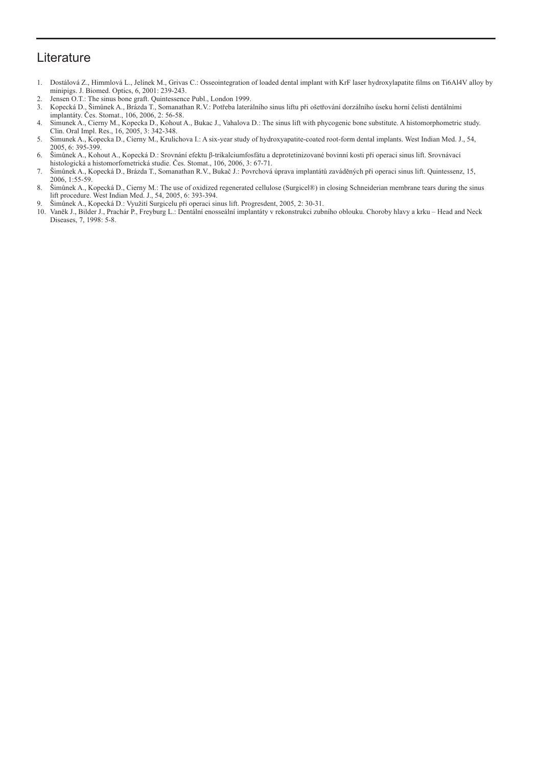## Literature

1. Dostálová Z., Himmlová L., Jelínek M., Grivas C.: Osseointegration of loaded dental implant with KrF laser hydroxylapatite films on Ti6Al4V alloy by minipigs. J. Biomed. Optics, 6, 2001: 239-243.
2. Jensen O.T.: The sinus bone graft. Quintessence Publ., London 1999.
3. Kopecká D., Šimůnek A., Brázda T., Somanathan R.V.: Potřeba laterálního sinus liftu při ošetřování dorzálního úseku horní čelisti dentálními implantáty. Čes. Stomat., 106, 2006, 2: 56-58.
4. Simunek A., Cierny M., Kopecka D., Kohout A., Bukac J., Vahalova D.: The sinus lift with phycogenic bone substitute. A histomorphometric study. Clin. Oral Impl. Res., 16, 2005, 3: 342-348.
5. Simunek A., Kopecka D., Cierny M., Krulichova I.: A six-year study of hydroxyapatite-coated root-form dental implants. West Indian Med. J., 54, 2005, 6: 395-399.
6. Šimůnek A., Kohout A., Kopecká D.: Srovnání efektu β-trikalciumfosfátu a deprotetinizované bovinní kosti při operaci sinus lift. Srovnávací histologická a histomorfometrická studie. Čes. Stomat., 106, 2006, 3: 67-71.
7. Šimůnek A., Kopecká D., Brázda T., Somanathan R.V., Bukač J.: Povrchová úprava implantátů zaváděných při operaci sinus lift. Quintessenz, 15, 2006, 1:55-59.
8. Šimůnek A., Kopecká D., Cierny M.: The use of oxidized regenerated cellulose (Surgicel®) in closing Schneiderian membrane tears during the sinus lift procedure. West Indian Med. J., 54, 2005, 6: 393-394.
9. Šimůnek A., Kopecká D.: Využití Surgicelu při operaci sinus lift. Progresdent, 2005, 2: 30-31.
10. Vaněk J., Bilder J., Prachár P., Freyburg L.: Dentální enosseální implantáty v rekonstrukci zubního oblouku. Choroby hlavy a krku – Head and Neck Diseases, 7, 1998: 5-8.